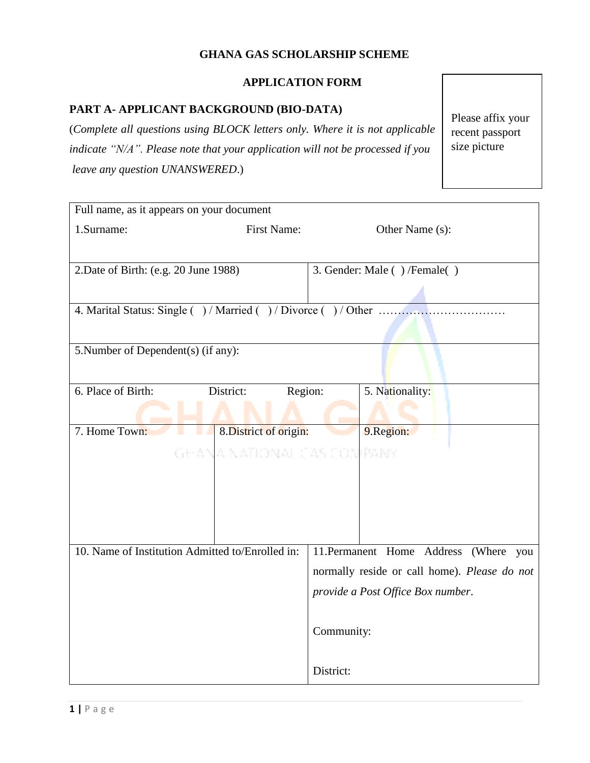**GHANA GAS SCHOLARSHIP SCHEME**

**APPLICATION FORM**

**PART A- APPLICANT BACKGROUND (BIO-DATA)**

(*Complete all questions using BLOCK letters only. Where it is not applicable indicate "N/A". Please note that your application will not be processed if you leave any question UNANSWERED.*)

Please affix your recent passport size picture

| | | | |
|---|---|---|---|
| Full name, as it appears on your document<br>1.Surname: First Name: Other Name (s): | | | |
| 2.Date of Birth: (e.g. 20 June 1988) | | 3. Gender: Male ( ) /Female( ) | |
| 4. Marital Status: Single ( ) / Married ( ) / Divorce ( ) / Other ……………………………. | | | |
| 5.Number of Dependent(s) (if any): | | | |
| 6. Place of Birth: District: Region: | | 5. Nationality: | |
| 7. Home Town: | 8.District of origin: | 9.Region: | |
| 10. Name of Institution Admitted to/Enrolled in: | | 11.Permanent Home Address (Where you normally reside or call home). *Please do not provide a Post Office Box number.*<br><br>Community:<br><br>District: | |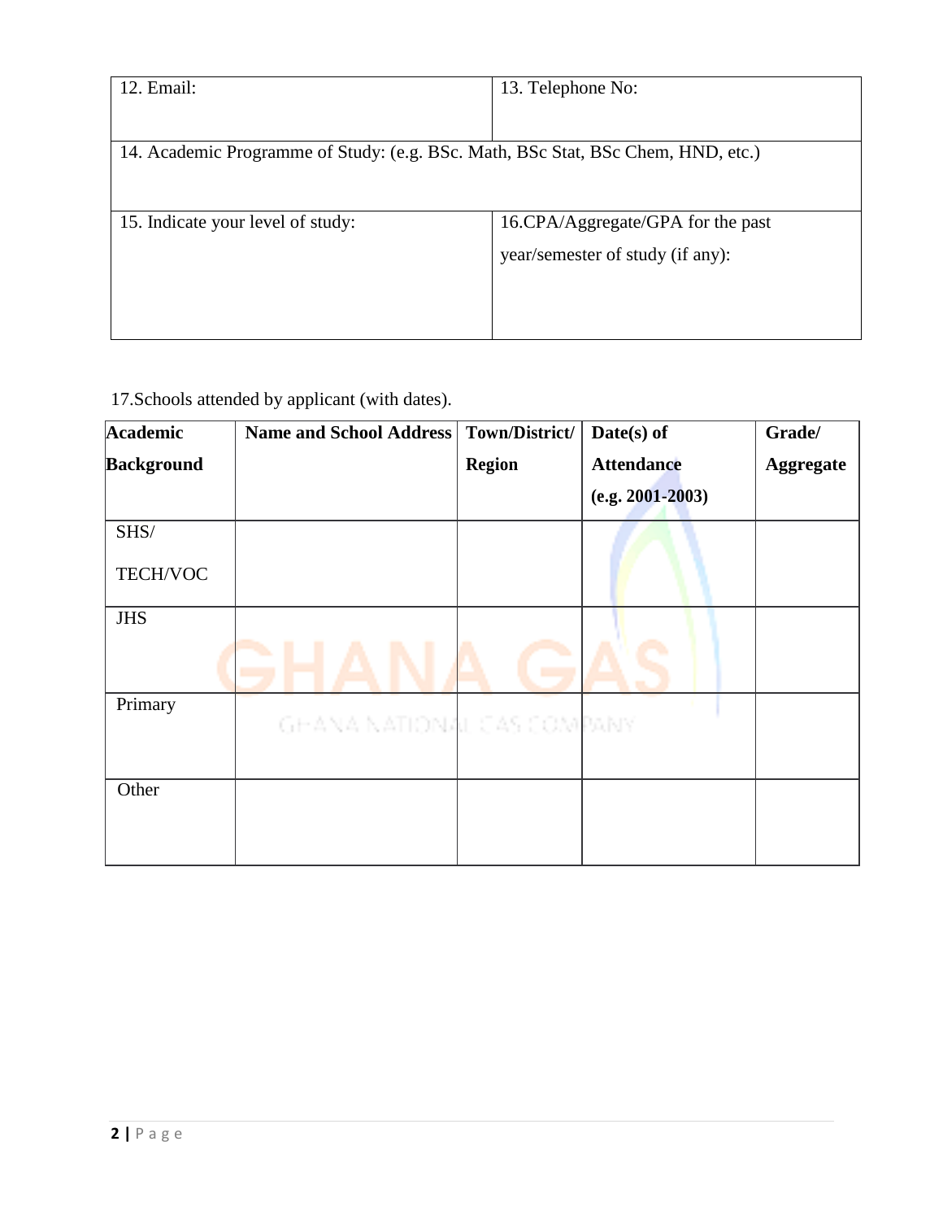| 12. Email: | 13. Telephone No: |
| --- | --- |
| 14. Academic Programme of Study: (e.g. BSc. Math, BSc Stat, BSc Chem, HND, etc.) | |
| 15. Indicate your level of study: | 16.CPA/Aggregate/GPA for the past year/semester of study (if any): |

17.Schools attended by applicant (with dates).

| Academic Background | Name and School Address | Town/District/ Region | Date(s) of Attendance (e.g. 2001-2003) | Grade/ Aggregate |
| --- | --- | --- | --- | --- |
| SHS/ TECH/VOC | | | | |
| JHS | | | | |
| Primary | | | | |
| Other | | | | |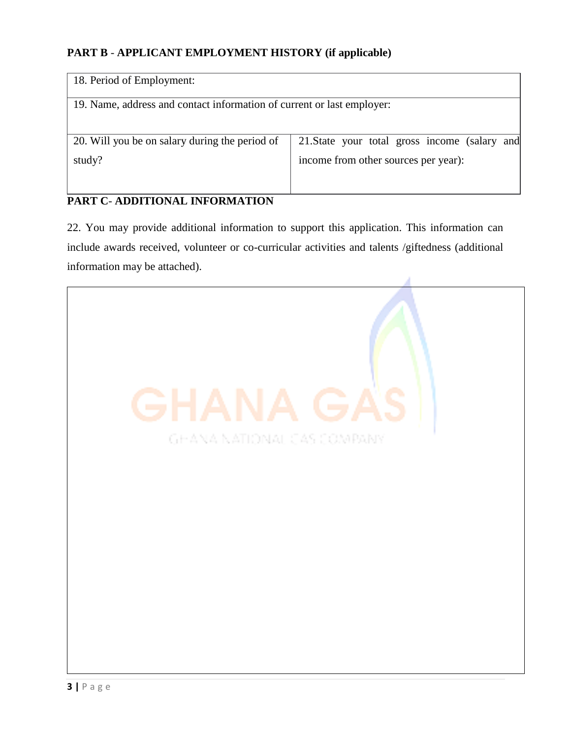## PART B - APPLICANT EMPLOYMENT HISTORY (if applicable)

| 18. Period of Employment: | |
|---|---|
| 19. Name, address and contact information of current or last employer: | |
| 20. Will you be on salary during the period of study? | 21.State your total gross income (salary and income from other sources per year): |

## PART C- ADDITIONAL INFORMATION

22. You may provide additional information to support this application. This information can include awards received, volunteer or co-curricular activities and talents /giftedness (additional information may be attached).

| |
|---|
| |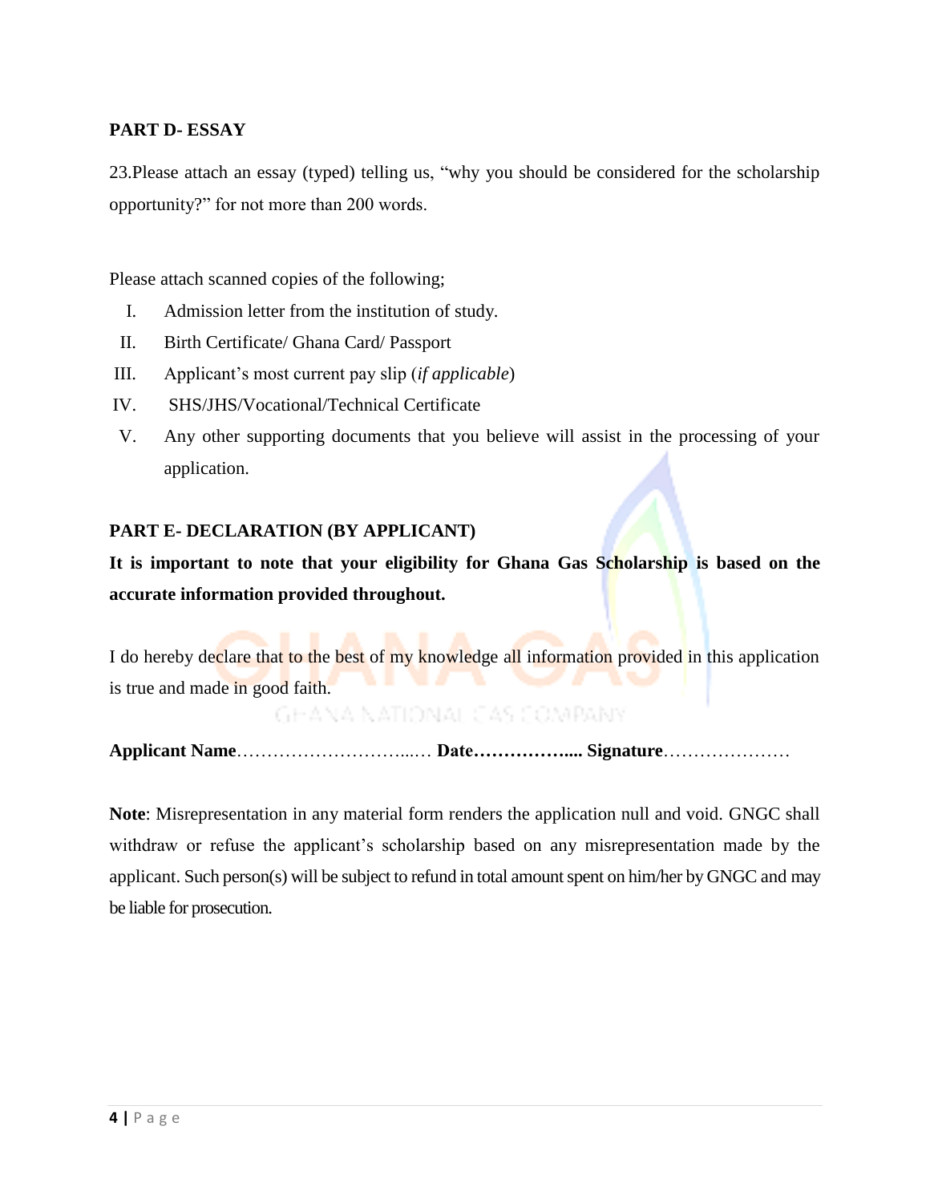**PART D- ESSAY**

23.Please attach an essay (typed) telling us, "why you should be considered for the scholarship opportunity?" for not more than 200 words.

Please attach scanned copies of the following;

I. Admission letter from the institution of study.
II. Birth Certificate/ Ghana Card/ Passport
III. Applicant's most current pay slip (*if applicable*)
IV. SHS/JHS/Vocational/Technical Certificate
V. Any other supporting documents that you believe will assist in the processing of your application.

**PART E- DECLARATION (BY APPLICANT)**

**It is important to note that your eligibility for Ghana Gas Scholarship is based on the accurate information provided throughout.**

I do hereby declare that to the best of my knowledge all information provided in this application is true and made in good faith.

**Applicant Name**……………………….…. **Date**…………….... **Signature**…………………

**Note**: Misrepresentation in any material form renders the application null and void. GNGC shall withdraw or refuse the applicant's scholarship based on any misrepresentation made by the applicant. Such person(s) will be subject to refund in total amount spent on him/her by GNGC and may be liable for prosecution.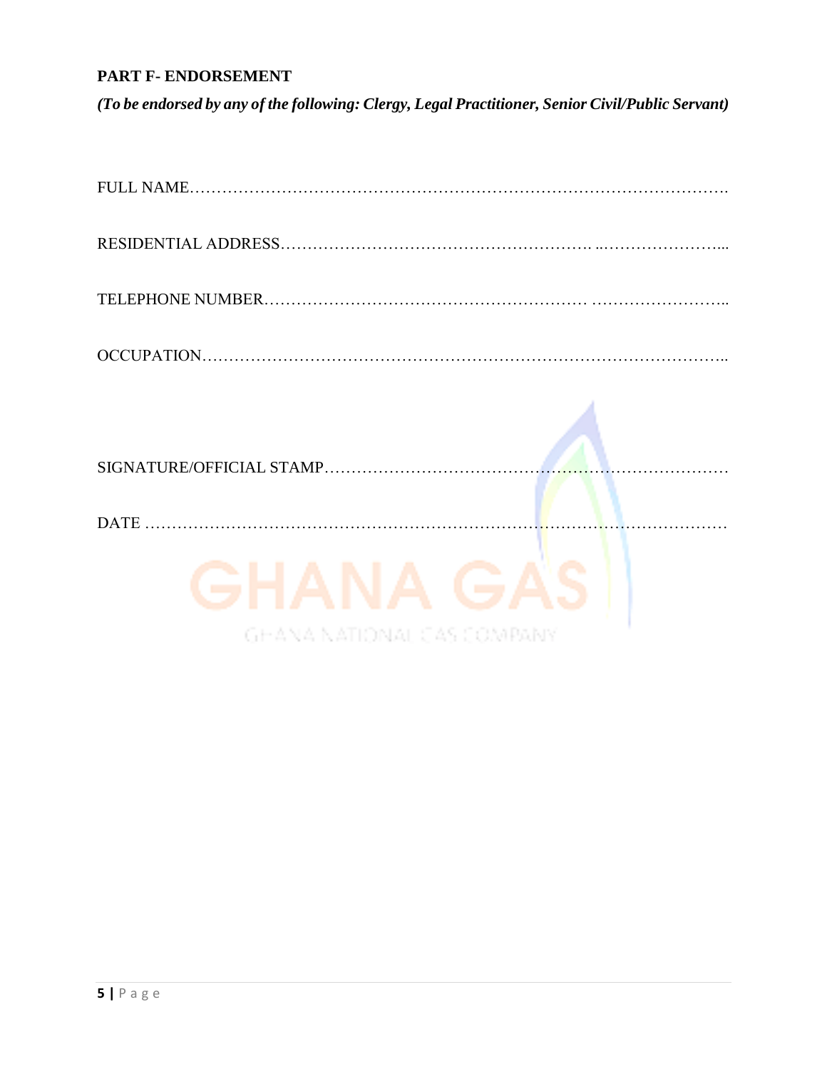**PART F- ENDORSEMENT**

***(To be endorsed by any of the following: Clergy, Legal Practitioner, Senior Civil/Public Servant)***

FULL NAME…………………………………………………………………………………………

RESIDENTIAL ADDRESS………………………………………………. ..…………………...

TELEPHONE NUMBER………………………………………………… ……………………..

OCCUPATION……………………………………………………………………………………..

SIGNATURE/OFFICIAL STAMP…………………………………………………………………

DATE …………………………………………………………………………………………………